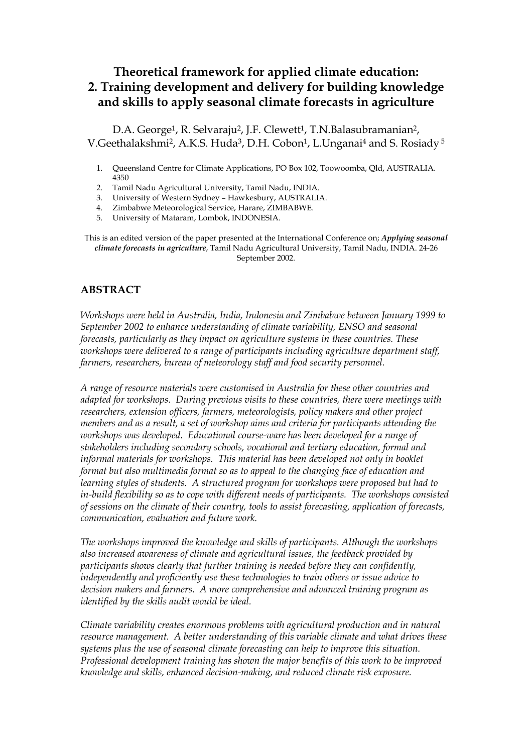# Theoretical framework for applied climate education: 2. Training development and delivery for building knowledge and skills to apply seasonal climate forecasts in agriculture

D.A. George[1], R. Selvaraju[2], J.F. Clewett[1], T.N.Balasubramanian[2], V.Geethalakshmi[2], A.K.S. Huda[3], D.H. Cobon[1], L.Unganai[4] and S. Rosiady [5]

1. Queensland Centre for Climate Applications, PO Box 102, Toowoomba, Qld, AUSTRALIA. 4350
2. Tamil Nadu Agricultural University, Tamil Nadu, INDIA.
3. University of Western Sydney – Hawkesbury, AUSTRALIA.
4. Zimbabwe Meteorological Service, Harare, ZIMBABWE.
5. University of Mataram, Lombok, INDONESIA.

This is an edited version of the paper presented at the International Conference on; ***Applying seasonal climate forecasts in agriculture***, Tamil Nadu Agricultural University, Tamil Nadu, INDIA. 24-26 September 2002.

## ABSTRACT

*Workshops were held in Australia, India, Indonesia and Zimbabwe between January 1999 to September 2002 to enhance understanding of climate variability, ENSO and seasonal forecasts, particularly as they impact on agriculture systems in these countries. These workshops were delivered to a range of participants including agriculture department staff, farmers, researchers, bureau of meteorology staff and food security personnel.*

*A range of resource materials were customised in Australia for these other countries and adapted for workshops. During previous visits to these countries, there were meetings with researchers, extension officers, farmers, meteorologists, policy makers and other project members and as a result, a set of workshop aims and criteria for participants attending the workshops was developed. Educational course-ware has been developed for a range of stakeholders including secondary schools, vocational and tertiary education, formal and informal materials for workshops. This material has been developed not only in booklet format but also multimedia format so as to appeal to the changing face of education and learning styles of students. A structured program for workshops were proposed but had to in-build flexibility so as to cope with different needs of participants. The workshops consisted of sessions on the climate of their country, tools to assist forecasting, application of forecasts, communication, evaluation and future work.*

*The workshops improved the knowledge and skills of participants. Although the workshops also increased awareness of climate and agricultural issues, the feedback provided by participants shows clearly that further training is needed before they can confidently, independently and proficiently use these technologies to train others or issue advice to decision makers and farmers. A more comprehensive and advanced training program as identified by the skills audit would be ideal.*

*Climate variability creates enormous problems with agricultural production and in natural resource management. A better understanding of this variable climate and what drives these systems plus the use of seasonal climate forecasting can help to improve this situation. Professional development training has shown the major benefits of this work to be improved knowledge and skills, enhanced decision-making, and reduced climate risk exposure.*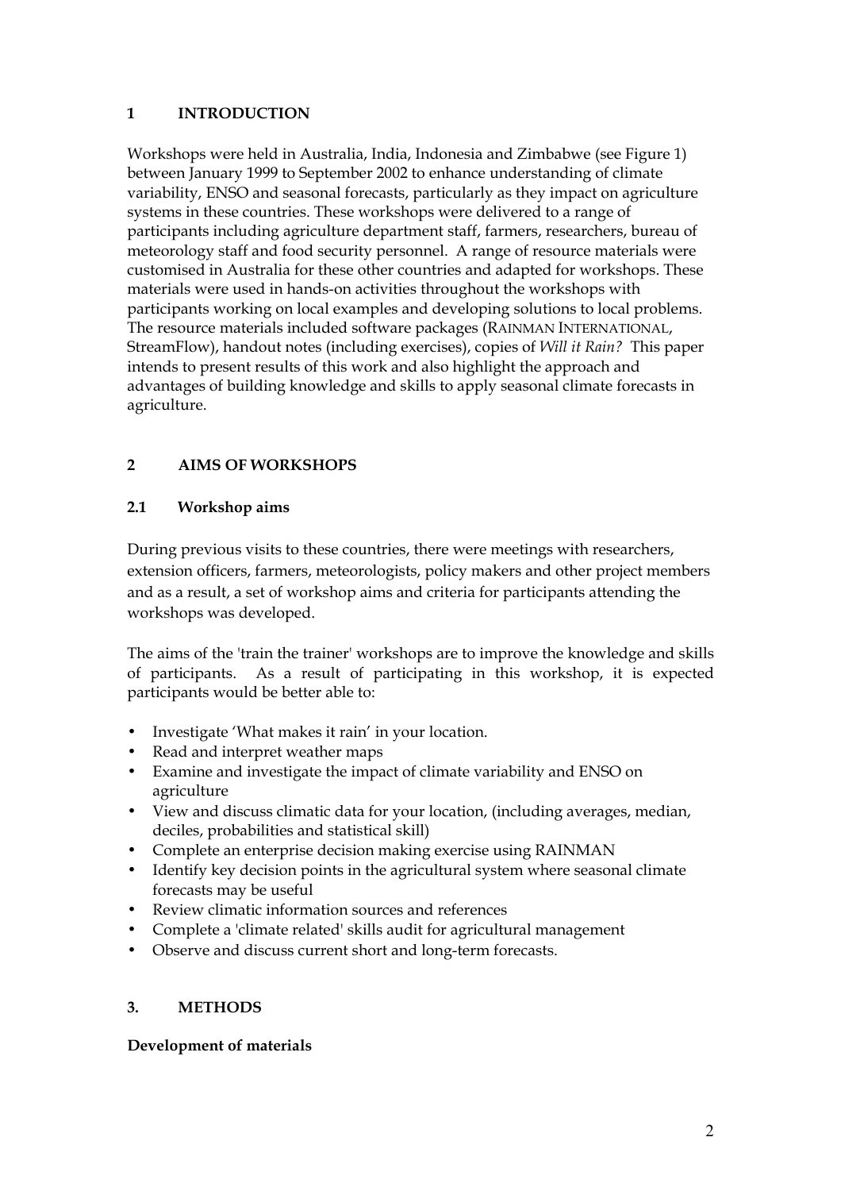## 1 INTRODUCTION

Workshops were held in Australia, India, Indonesia and Zimbabwe (see Figure 1) between January 1999 to September 2002 to enhance understanding of climate variability, ENSO and seasonal forecasts, particularly as they impact on agriculture systems in these countries. These workshops were delivered to a range of participants including agriculture department staff, farmers, researchers, bureau of meteorology staff and food security personnel. A range of resource materials were customised in Australia for these other countries and adapted for workshops. These materials were used in hands-on activities throughout the workshops with participants working on local examples and developing solutions to local problems. The resource materials included software packages (RAINMAN INTERNATIONAL, StreamFlow), handout notes (including exercises), copies of *Will it Rain?* This paper intends to present results of this work and also highlight the approach and advantages of building knowledge and skills to apply seasonal climate forecasts in agriculture.

## 2 AIMS OF WORKSHOPS

### 2.1 Workshop aims

During previous visits to these countries, there were meetings with researchers, extension officers, farmers, meteorologists, policy makers and other project members and as a result, a set of workshop aims and criteria for participants attending the workshops was developed.

The aims of the 'train the trainer' workshops are to improve the knowledge and skills of participants. As a result of participating in this workshop, it is expected participants would be better able to:

- Investigate 'What makes it rain' in your location.
- Read and interpret weather maps
- Examine and investigate the impact of climate variability and ENSO on agriculture
- View and discuss climatic data for your location, (including averages, median, deciles, probabilities and statistical skill)
- Complete an enterprise decision making exercise using RAINMAN
- Identify key decision points in the agricultural system where seasonal climate forecasts may be useful
- Review climatic information sources and references
- Complete a 'climate related' skills audit for agricultural management
- Observe and discuss current short and long-term forecasts.

## 3. METHODS

**Development of materials**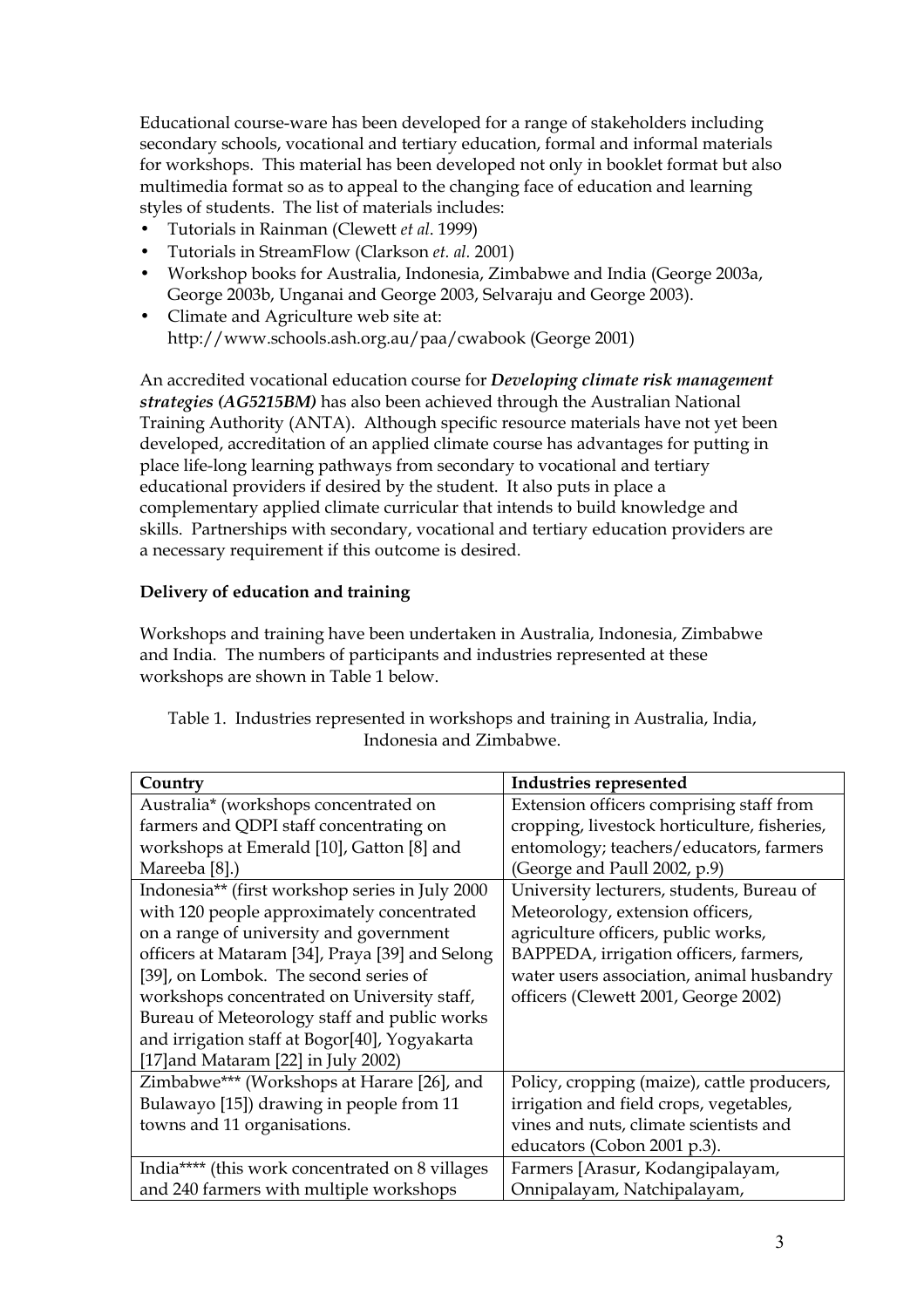Educational course-ware has been developed for a range of stakeholders including secondary schools, vocational and tertiary education, formal and informal materials for workshops. This material has been developed not only in booklet format but also multimedia format so as to appeal to the changing face of education and learning styles of students. The list of materials includes:

- Tutorials in Rainman (Clewett *et al*. 1999)
- Tutorials in StreamFlow (Clarkson *et. al.* 2001)
- Workshop books for Australia, Indonesia, Zimbabwe and India (George 2003a, George 2003b, Unganai and George 2003, Selvaraju and George 2003).
- Climate and Agriculture web site at: http://www.schools.ash.org.au/paa/cwabook (George 2001)

An accredited vocational education course for ***Developing climate risk management strategies (AG5215BM)*** has also been achieved through the Australian National Training Authority (ANTA). Although specific resource materials have not yet been developed, accreditation of an applied climate course has advantages for putting in place life-long learning pathways from secondary to vocational and tertiary educational providers if desired by the student. It also puts in place a complementary applied climate curricular that intends to build knowledge and skills. Partnerships with secondary, vocational and tertiary education providers are a necessary requirement if this outcome is desired.

**Delivery of education and training**

Workshops and training have been undertaken in Australia, Indonesia, Zimbabwe and India. The numbers of participants and industries represented at these workshops are shown in Table 1 below.

Table 1. Industries represented in workshops and training in Australia, India, Indonesia and Zimbabwe.

| Country | Industries represented |
|---|---|
| Australia* (workshops concentrated on farmers and QDPI staff concentrating on workshops at Emerald [10], Gatton [8] and Mareeba [8].) | Extension officers comprising staff from cropping, livestock horticulture, fisheries, entomology; teachers/educators, farmers (George and Paull 2002, p.9) |
| Indonesia** (first workshop series in July 2000 with 120 people approximately concentrated on a range of university and government officers at Mataram [34], Praya [39] and Selong [39], on Lombok. The second series of workshops concentrated on University staff, Bureau of Meteorology staff and public works and irrigation staff at Bogor[40], Yogyakarta [17]and Mataram [22] in July 2002) | University lecturers, students, Bureau of Meteorology, extension officers, agriculture officers, public works, BAPPEDA, irrigation officers, farmers, water users association, animal husbandry officers (Clewett 2001, George 2002) |
| Zimbabwe*** (Workshops at Harare [26], and Bulawayo [15]) drawing in people from 11 towns and 11 organisations. | Policy, cropping (maize), cattle producers, irrigation and field crops, vegetables, vines and nuts, climate scientists and educators (Cobon 2001 p.3). |
| India**** (this work concentrated on 8 villages and 240 farmers with multiple workshops | Farmers [Arasur, Kodangipalayam, Onnipalayam, Natchipalayam, |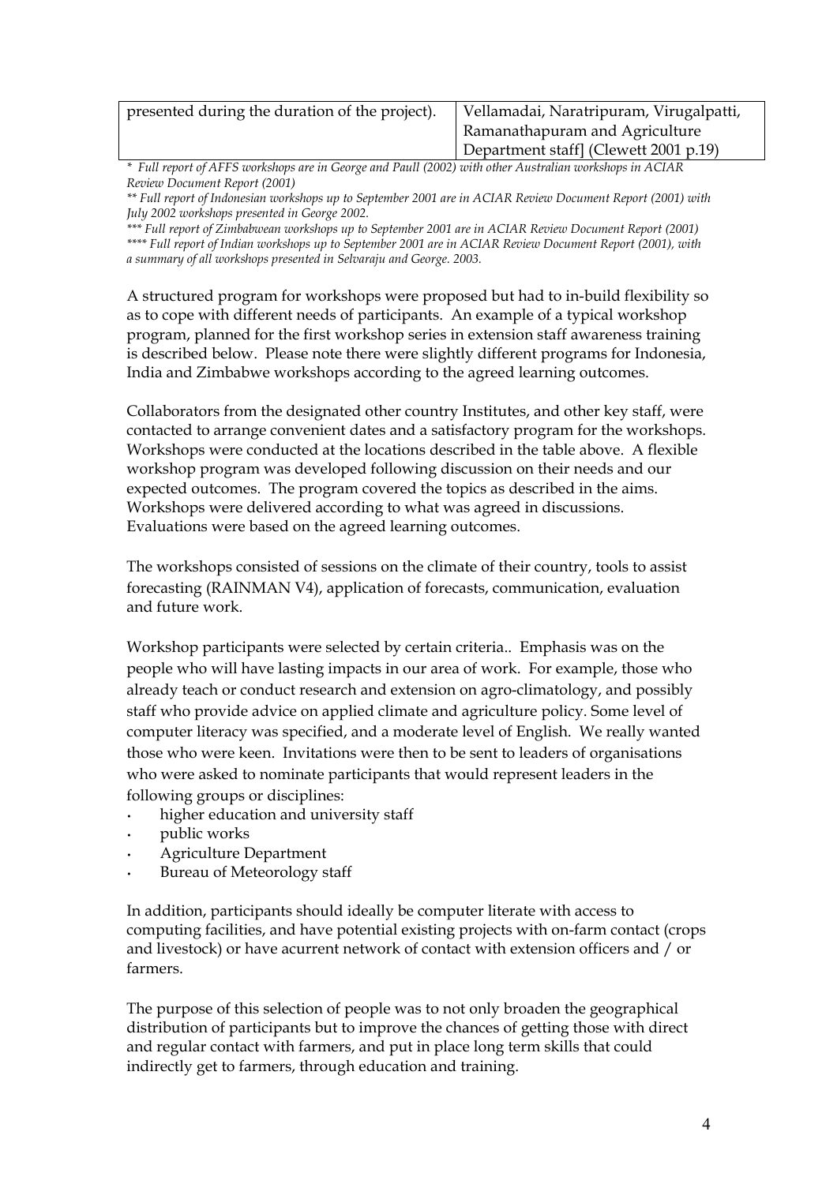| presented during the duration of the project). | Vellamadai, Naratripuram, Virugalpatti, Ramanathapuram and Agriculture Department staff] (Clewett 2001 p.19) |
|---|---|

*\* Full report of AFFS workshops are in George and Paull (2002) with other Australian workshops in ACIAR Review Document Report (2001)*

*\*\* Full report of Indonesian workshops up to September 2001 are in ACIAR Review Document Report (2001) with July 2002 workshops presented in George 2002.*

*\*\*\* Full report of Zimbabwean workshops up to September 2001 are in ACIAR Review Document Report (2001)*

*\*\*\*\* Full report of Indian workshops up to September 2001 are in ACIAR Review Document Report (2001), with a summary of all workshops presented in Selvaraju and George. 2003.*

A structured program for workshops were proposed but had to in-build flexibility so as to cope with different needs of participants. An example of a typical workshop program, planned for the first workshop series in extension staff awareness training is described below. Please note there were slightly different programs for Indonesia, India and Zimbabwe workshops according to the agreed learning outcomes.

Collaborators from the designated other country Institutes, and other key staff, were contacted to arrange convenient dates and a satisfactory program for the workshops. Workshops were conducted at the locations described in the table above. A flexible workshop program was developed following discussion on their needs and our expected outcomes. The program covered the topics as described in the aims. Workshops were delivered according to what was agreed in discussions. Evaluations were based on the agreed learning outcomes.

The workshops consisted of sessions on the climate of their country, tools to assist forecasting (RAINMAN V4), application of forecasts, communication, evaluation and future work.

Workshop participants were selected by certain criteria.. Emphasis was on the people who will have lasting impacts in our area of work. For example, those who already teach or conduct research and extension on agro-climatology, and possibly staff who provide advice on applied climate and agriculture policy. Some level of computer literacy was specified, and a moderate level of English. We really wanted those who were keen. Invitations were then to be sent to leaders of organisations who were asked to nominate participants that would represent leaders in the following groups or disciplines:

- higher education and university staff
- public works
- Agriculture Department
- Bureau of Meteorology staff

In addition, participants should ideally be computer literate with access to computing facilities, and have potential existing projects with on-farm contact (crops and livestock) or have acurrent network of contact with extension officers and / or farmers.

The purpose of this selection of people was to not only broaden the geographical distribution of participants but to improve the chances of getting those with direct and regular contact with farmers, and put in place long term skills that could indirectly get to farmers, through education and training.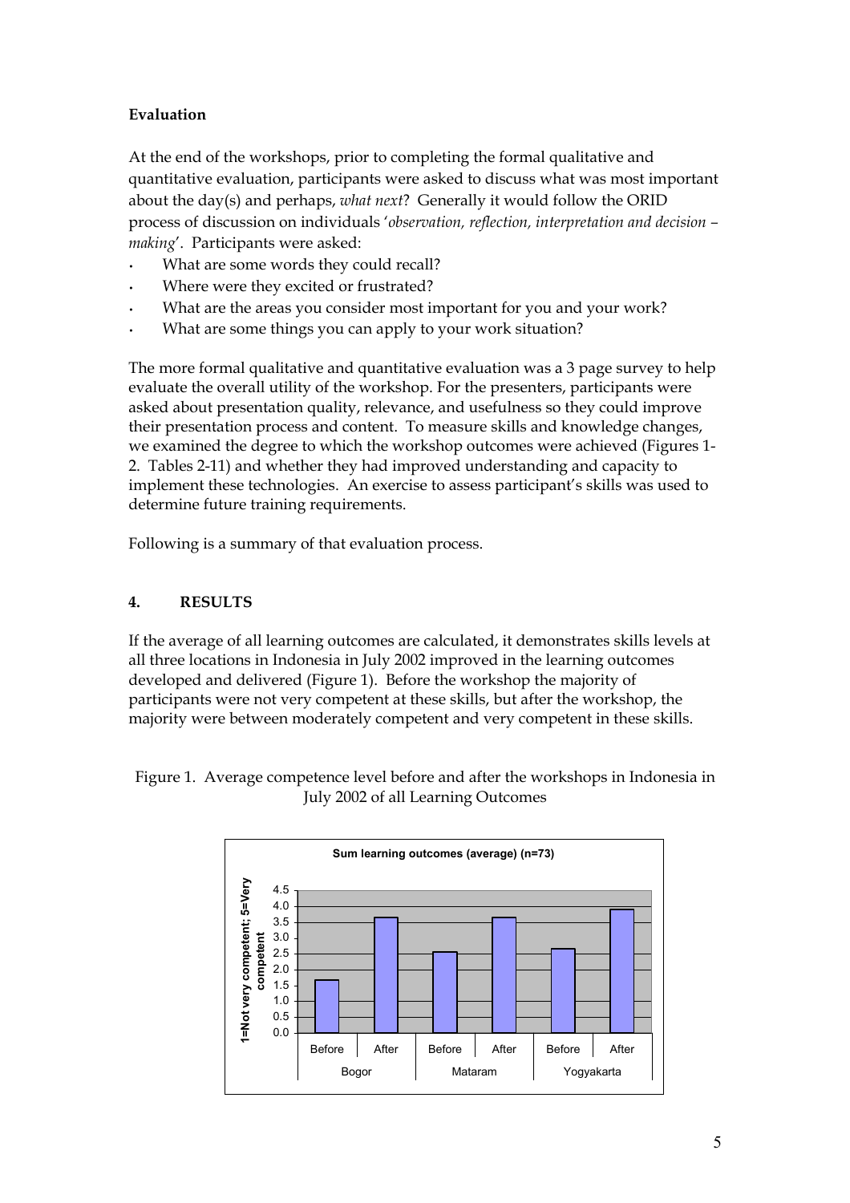**Evaluation**

At the end of the workshops, prior to completing the formal qualitative and quantitative evaluation, participants were asked to discuss what was most important about the day(s) and perhaps, *what next*? Generally it would follow the ORID process of discussion on individuals '*observation, reflection, interpretation and decision – making*'. Participants were asked:

- What are some words they could recall?
- Where were they excited or frustrated?
- What are the areas you consider most important for you and your work?
- What are some things you can apply to your work situation?

The more formal qualitative and quantitative evaluation was a 3 page survey to help evaluate the overall utility of the workshop. For the presenters, participants were asked about presentation quality, relevance, and usefulness so they could improve their presentation process and content. To measure skills and knowledge changes, we examined the degree to which the workshop outcomes were achieved (Figures 1-2. Tables 2-11) and whether they had improved understanding and capacity to implement these technologies. An exercise to assess participant's skills was used to determine future training requirements.

Following is a summary of that evaluation process.

## 4. RESULTS

If the average of all learning outcomes are calculated, it demonstrates skills levels at all three locations in Indonesia in July 2002 improved in the learning outcomes developed and delivered (Figure 1). Before the workshop the majority of participants were not very competent at these skills, but after the workshop, the majority were between moderately competent and very competent in these skills.

Figure 1. Average competence level before and after the workshops in Indonesia in July 2002 of all Learning Outcomes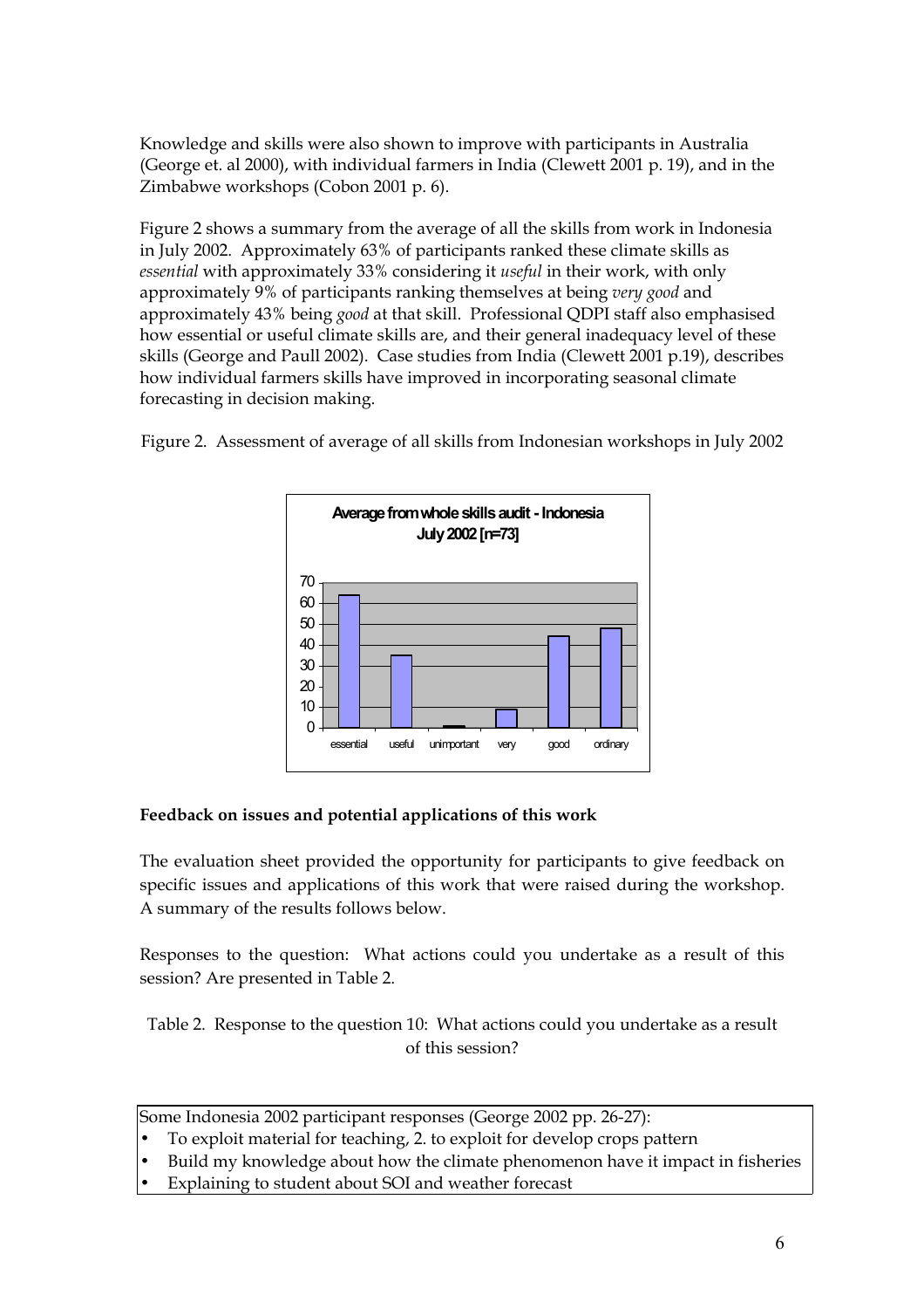Knowledge and skills were also shown to improve with participants in Australia (George et. al 2000), with individual farmers in India (Clewett 2001 p. 19), and in the Zimbabwe workshops (Cobon 2001 p. 6).

Figure 2 shows a summary from the average of all the skills from work in Indonesia in July 2002. Approximately 63% of participants ranked these climate skills as *essential* with approximately 33% considering it *useful* in their work, with only approximately 9% of participants ranking themselves at being *very good* and approximately 43% being *good* at that skill. Professional QDPI staff also emphasised how essential or useful climate skills are, and their general inadequacy level of these skills (George and Paull 2002). Case studies from India (Clewett 2001 p.19), describes how individual farmers skills have improved in incorporating seasonal climate forecasting in decision making.

Figure 2. Assessment of average of all skills from Indonesian workshops in July 2002

**Average from whole skills audit - Indonesia July 2002 [n=73]**

| Category | Value (approx.) |
|---|---|
| essential | 64 |
| useful | 35 |
| unimportant | 1 |
| very | 9 |
| good | 44 |
| ordinary | 48 |

**Feedback on issues and potential applications of this work**

The evaluation sheet provided the opportunity for participants to give feedback on specific issues and applications of this work that were raised during the workshop. A summary of the results follows below.

Responses to the question: What actions could you undertake as a result of this session? Are presented in Table 2.

Table 2. Response to the question 10: What actions could you undertake as a result of this session?

| Some Indonesia 2002 participant responses (George 2002 pp. 26-27): |
|---|
| • To exploit material for teaching, 2. to exploit for develop crops pattern |
| • Build my knowledge about how the climate phenomenon have it impact in fisheries |
| • Explaining to student about SOI and weather forecast |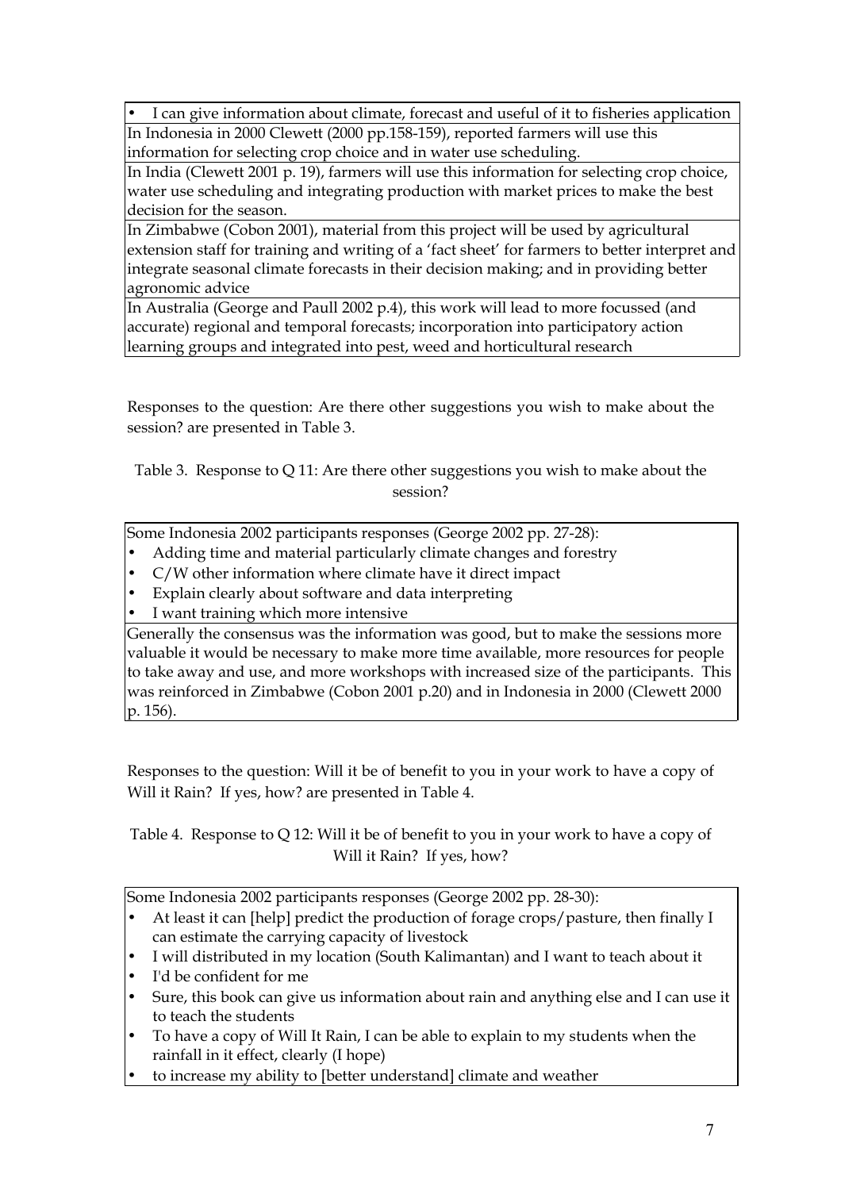| • I can give information about climate, forecast and useful of it to fisheries application |
|---|
| In Indonesia in 2000 Clewett (2000 pp.158-159), reported farmers will use this information for selecting crop choice and in water use scheduling. |
| In India (Clewett 2001 p. 19), farmers will use this information for selecting crop choice, water use scheduling and integrating production with market prices to make the best decision for the season. |
| In Zimbabwe (Cobon 2001), material from this project will be used by agricultural extension staff for training and writing of a 'fact sheet' for farmers to better interpret and integrate seasonal climate forecasts in their decision making; and in providing better agronomic advice |
| In Australia (George and Paull 2002 p.4), this work will lead to more focussed (and accurate) regional and temporal forecasts; incorporation into participatory action learning groups and integrated into pest, weed and horticultural research |

Responses to the question: Are there other suggestions you wish to make about the session? are presented in Table 3.

Table 3. Response to Q 11: Are there other suggestions you wish to make about the session?

| Some Indonesia 2002 participants responses (George 2002 pp. 27-28): <br>• Adding time and material particularly climate changes and forestry <br>• C/W other information where climate have it direct impact <br>• Explain clearly about software and data interpreting <br>• I want training which more intensive |
|---|
| Generally the consensus was the information was good, but to make the sessions more valuable it would be necessary to make more time available, more resources for people to take away and use, and more workshops with increased size of the participants. This was reinforced in Zimbabwe (Cobon 2001 p.20) and in Indonesia in 2000 (Clewett 2000 p. 156). |

Responses to the question: Will it be of benefit to you in your work to have a copy of Will it Rain? If yes, how? are presented in Table 4.

Table 4. Response to Q 12: Will it be of benefit to you in your work to have a copy of Will it Rain? If yes, how?

| Some Indonesia 2002 participants responses (George 2002 pp. 28-30): <br>• At least it can [help] predict the production of forage crops/pasture, then finally I can estimate the carrying capacity of livestock <br>• I will distributed in my location (South Kalimantan) and I want to teach about it <br>• I'd be confident for me <br>• Sure, this book can give us information about rain and anything else and I can use it to teach the students <br>• To have a copy of Will It Rain, I can be able to explain to my students when the rainfall in it effect, clearly (I hope) <br>• to increase my ability to [better understand] climate and weather |
|---|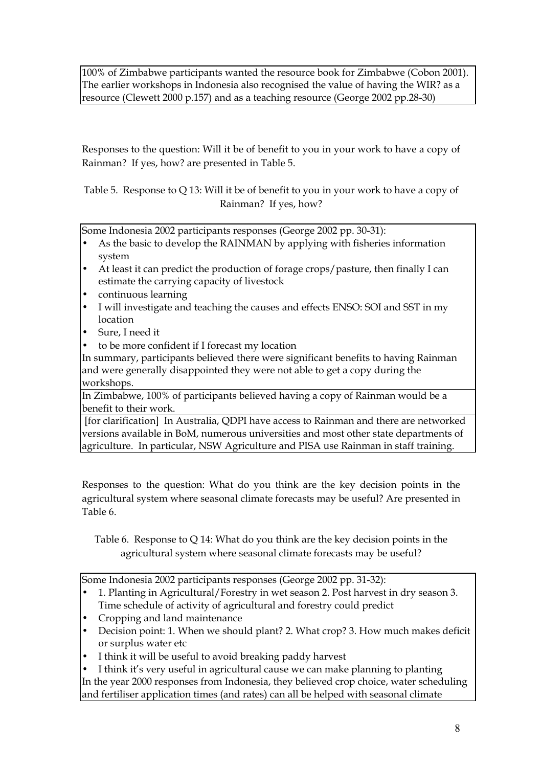| 100% of Zimbabwe participants wanted the resource book for Zimbabwe (Cobon 2001). The earlier workshops in Indonesia also recognised the value of having the WIR? as a resource (Clewett 2000 p.157) and as a teaching resource (George 2002 pp.28-30) |
|---|

Responses to the question: Will it be of benefit to you in your work to have a copy of Rainman? If yes, how? are presented in Table 5.

Table 5. Response to Q 13: Will it be of benefit to you in your work to have a copy of Rainman? If yes, how?

| Some Indonesia 2002 participants responses (George 2002 pp. 30-31):<br>• As the basic to develop the RAINMAN by applying with fisheries information system<br>• At least it can predict the production of forage crops/pasture, then finally I can estimate the carrying capacity of livestock<br>• continuous learning<br>• I will investigate and teaching the causes and effects ENSO: SOI and SST in my location<br>• Sure, I need it<br>• to be more confident if I forecast my location<br>In summary, participants believed there were significant benefits to having Rainman and were generally disappointed they were not able to get a copy during the workshops. |
|---|
| In Zimbabwe, 100% of participants believed having a copy of Rainman would be a benefit to their work. |
| [for clarification] In Australia, QDPI have access to Rainman and there are networked versions available in BoM, numerous universities and most other state departments of agriculture. In particular, NSW Agriculture and PISA use Rainman in staff training. |

Responses to the question: What do you think are the key decision points in the agricultural system where seasonal climate forecasts may be useful? Are presented in Table 6.

Table 6. Response to Q 14: What do you think are the key decision points in the agricultural system where seasonal climate forecasts may be useful?

| Some Indonesia 2002 participants responses (George 2002 pp. 31-32):<br>• 1. Planting in Agricultural/Forestry in wet season 2. Post harvest in dry season 3. Time schedule of activity of agricultural and forestry could predict<br>• Cropping and land maintenance<br>• Decision point: 1. When we should plant? 2. What crop? 3. How much makes deficit or surplus water etc<br>• I think it will be useful to avoid breaking paddy harvest<br>• I think it's very useful in agricultural cause we can make planning to planting<br>In the year 2000 responses from Indonesia, they believed crop choice, water scheduling and fertiliser application times (and rates) can all be helped with seasonal climate |
|---|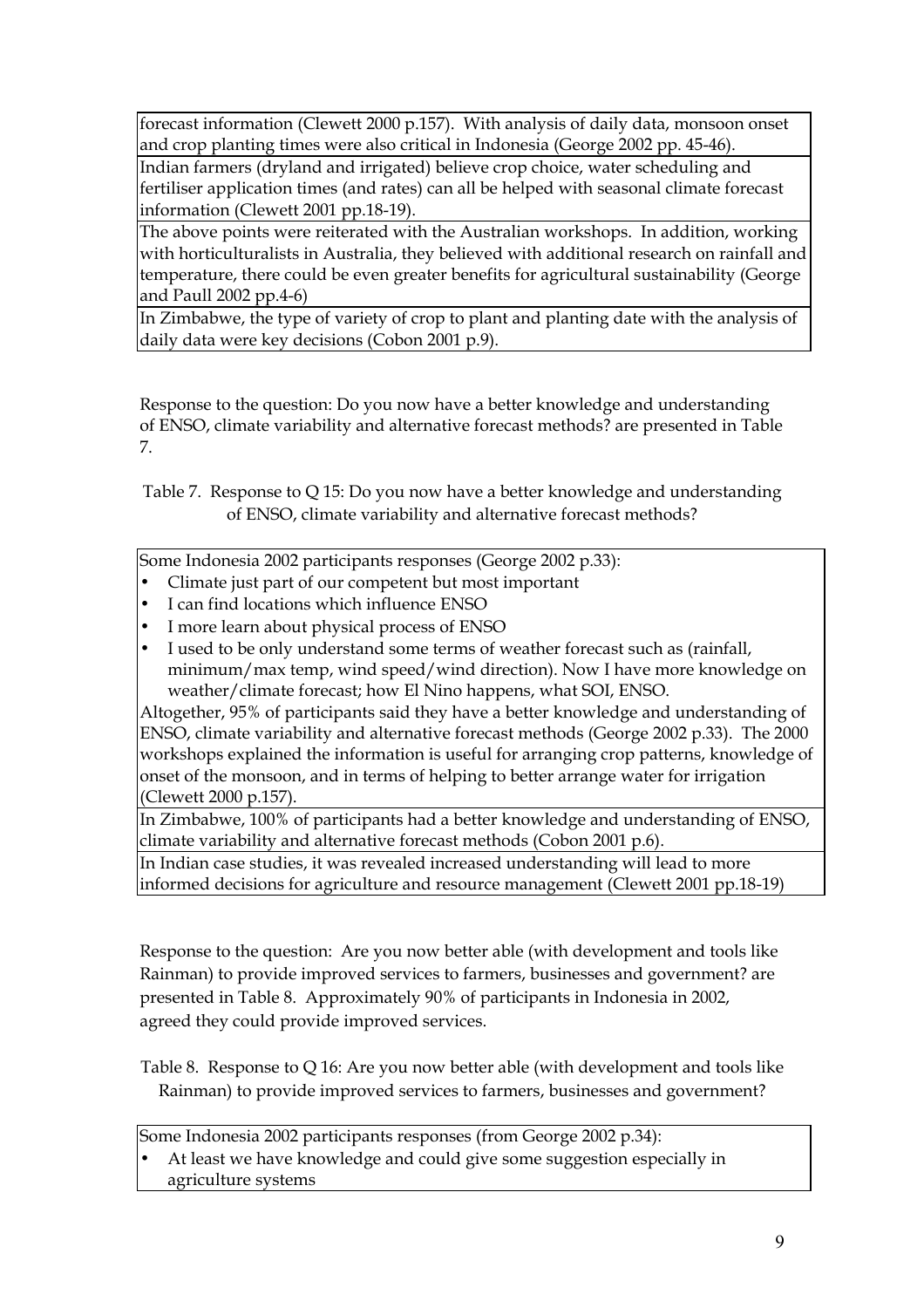| |
|---|
| forecast information (Clewett 2000 p.157). With analysis of daily data, monsoon onset and crop planting times were also critical in Indonesia (George 2002 pp. 45-46). |
| Indian farmers (dryland and irrigated) believe crop choice, water scheduling and fertiliser application times (and rates) can all be helped with seasonal climate forecast information (Clewett 2001 pp.18-19). |
| The above points were reiterated with the Australian workshops. In addition, working with horticulturalists in Australia, they believed with additional research on rainfall and temperature, there could be even greater benefits for agricultural sustainability (George and Paull 2002 pp.4-6) |
| In Zimbabwe, the type of variety of crop to plant and planting date with the analysis of daily data were key decisions (Cobon 2001 p.9). |

Response to the question: Do you now have a better knowledge and understanding of ENSO, climate variability and alternative forecast methods? are presented in Table 7.

Table 7. Response to Q 15: Do you now have a better knowledge and understanding of ENSO, climate variability and alternative forecast methods?

| |
|---|
| Some Indonesia 2002 participants responses (George 2002 p.33):<br>• Climate just part of our competent but most important<br>• I can find locations which influence ENSO<br>• I more learn about physical process of ENSO<br>• I used to be only understand some terms of weather forecast such as (rainfall, minimum/max temp, wind speed/wind direction). Now I have more knowledge on weather/climate forecast; how El Nino happens, what SOI, ENSO.<br>Altogether, 95% of participants said they have a better knowledge and understanding of ENSO, climate variability and alternative forecast methods (George 2002 p.33). The 2000 workshops explained the information is useful for arranging crop patterns, knowledge of onset of the monsoon, and in terms of helping to better arrange water for irrigation (Clewett 2000 p.157). |
| In Zimbabwe, 100% of participants had a better knowledge and understanding of ENSO, climate variability and alternative forecast methods (Cobon 2001 p.6). |
| In Indian case studies, it was revealed increased understanding will lead to more informed decisions for agriculture and resource management (Clewett 2001 pp.18-19) |

Response to the question: Are you now better able (with development and tools like Rainman) to provide improved services to farmers, businesses and government? are presented in Table 8. Approximately 90% of participants in Indonesia in 2002, agreed they could provide improved services.

Table 8. Response to Q 16: Are you now better able (with development and tools like Rainman) to provide improved services to farmers, businesses and government?

| |
|---|
| Some Indonesia 2002 participants responses (from George 2002 p.34):<br>• At least we have knowledge and could give some suggestion especially in agriculture systems |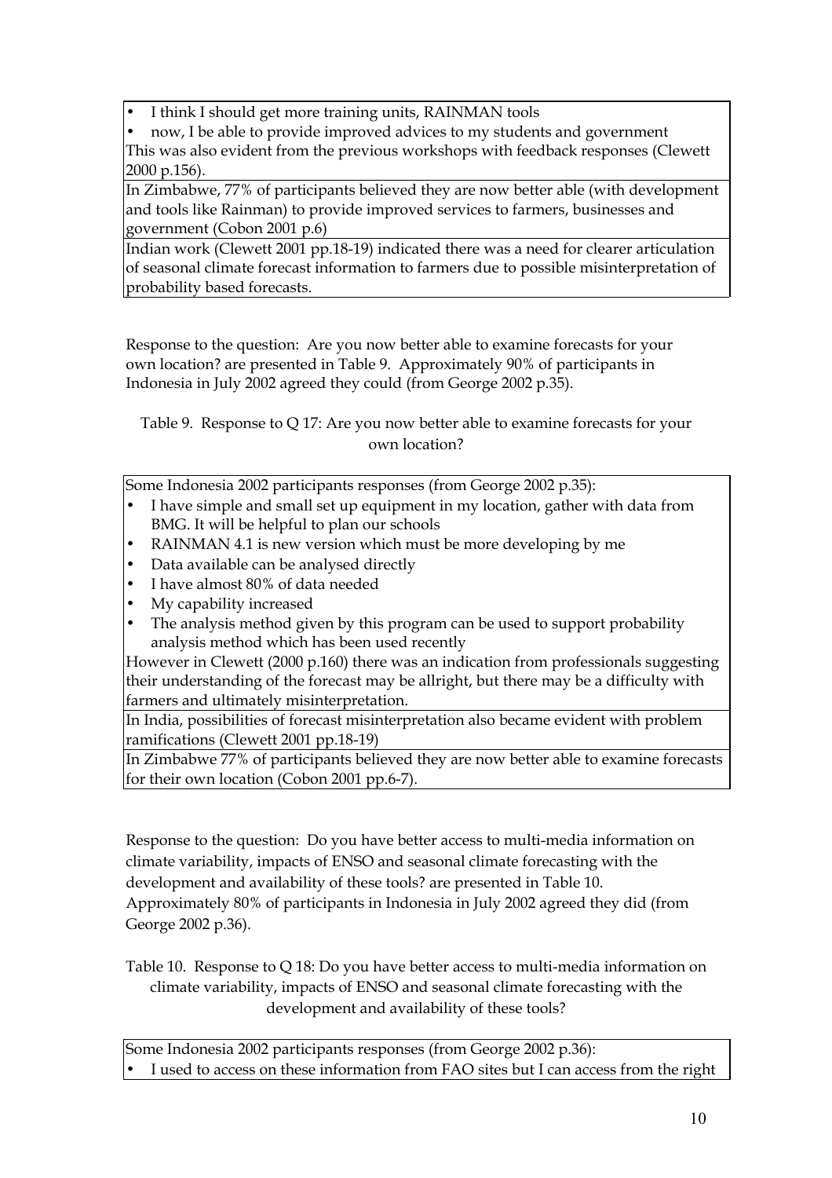- I think I should get more training units, RAINMAN tools
- now, I be able to provide improved advices to my students and government

This was also evident from the previous workshops with feedback responses (Clewett 2000 p.156).

In Zimbabwe, 77% of participants believed they are now better able (with development and tools like Rainman) to provide improved services to farmers, businesses and government (Cobon 2001 p.6)

Indian work (Clewett 2001 pp.18-19) indicated there was a need for clearer articulation of seasonal climate forecast information to farmers due to possible misinterpretation of probability based forecasts.

Response to the question: Are you now better able to examine forecasts for your own location? are presented in Table 9. Approximately 90% of participants in Indonesia in July 2002 agreed they could (from George 2002 p.35).

Table 9. Response to Q 17: Are you now better able to examine forecasts for your own location?

Some Indonesia 2002 participants responses (from George 2002 p.35):

- I have simple and small set up equipment in my location, gather with data from BMG. It will be helpful to plan our schools
- RAINMAN 4.1 is new version which must be more developing by me
- Data available can be analysed directly
- I have almost 80% of data needed
- My capability increased
- The analysis method given by this program can be used to support probability analysis method which has been used recently

However in Clewett (2000 p.160) there was an indication from professionals suggesting their understanding of the forecast may be allright, but there may be a difficulty with farmers and ultimately misinterpretation.

In India, possibilities of forecast misinterpretation also became evident with problem ramifications (Clewett 2001 pp.18-19)

In Zimbabwe 77% of participants believed they are now better able to examine forecasts for their own location (Cobon 2001 pp.6-7).

Response to the question: Do you have better access to multi-media information on climate variability, impacts of ENSO and seasonal climate forecasting with the development and availability of these tools? are presented in Table 10. Approximately 80% of participants in Indonesia in July 2002 agreed they did (from George 2002 p.36).

Table 10. Response to Q 18: Do you have better access to multi-media information on climate variability, impacts of ENSO and seasonal climate forecasting with the development and availability of these tools?

Some Indonesia 2002 participants responses (from George 2002 p.36):

- I used to access on these information from FAO sites but I can access from the right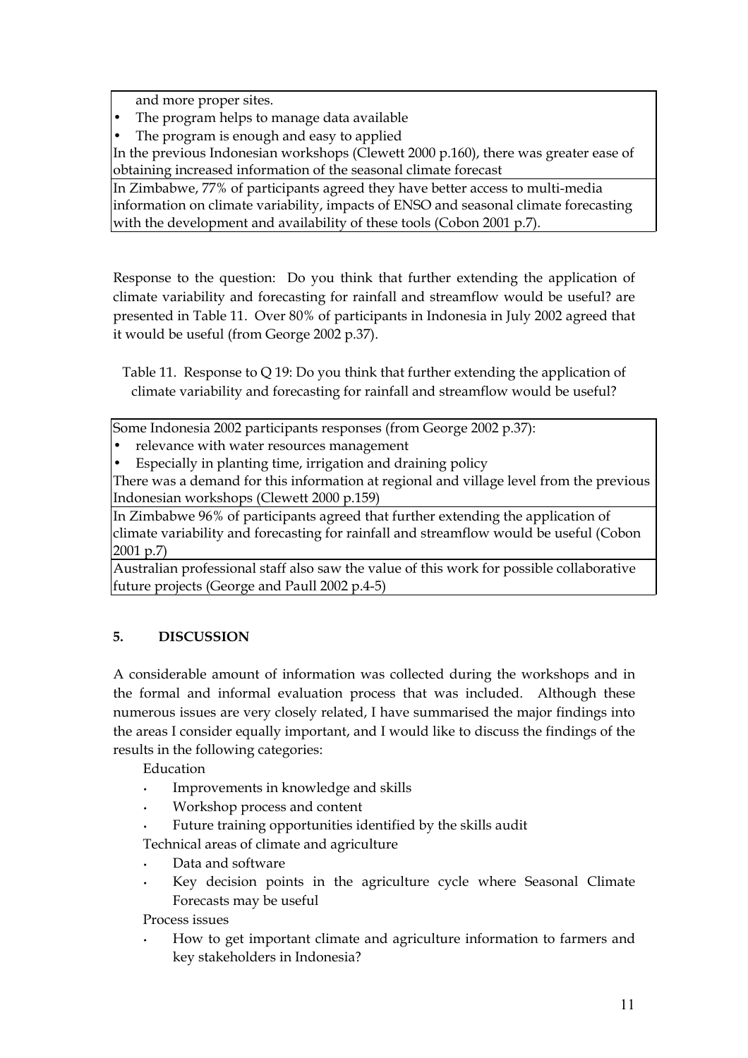| and more proper sites.<br>• The program helps to manage data available<br>• The program is enough and easy to applied<br>In the previous Indonesian workshops (Clewett 2000 p.160), there was greater ease of obtaining increased information of the seasonal climate forecast |
|---|
| In Zimbabwe, 77% of participants agreed they have better access to multi-media information on climate variability, impacts of ENSO and seasonal climate forecasting with the development and availability of these tools (Cobon 2001 p.7). |

Response to the question: Do you think that further extending the application of climate variability and forecasting for rainfall and streamflow would be useful? are presented in Table 11. Over 80% of participants in Indonesia in July 2002 agreed that it would be useful (from George 2002 p.37).

Table 11. Response to Q 19: Do you think that further extending the application of climate variability and forecasting for rainfall and streamflow would be useful?

| Some Indonesia 2002 participants responses (from George 2002 p.37):<br>• relevance with water resources management<br>• Especially in planting time, irrigation and draining policy<br>There was a demand for this information at regional and village level from the previous Indonesian workshops (Clewett 2000 p.159) |
|---|
| In Zimbabwe 96% of participants agreed that further extending the application of climate variability and forecasting for rainfall and streamflow would be useful (Cobon 2001 p.7) |
| Australian professional staff also saw the value of this work for possible collaborative future projects (George and Paull 2002 p.4-5) |

## 5. DISCUSSION

A considerable amount of information was collected during the workshops and in the formal and informal evaluation process that was included. Although these numerous issues are very closely related, I have summarised the major findings into the areas I consider equally important, and I would like to discuss the findings of the results in the following categories:

Education

- Improvements in knowledge and skills
- Workshop process and content
- Future training opportunities identified by the skills audit

Technical areas of climate and agriculture

- Data and software
- Key decision points in the agriculture cycle where Seasonal Climate Forecasts may be useful

Process issues

- How to get important climate and agriculture information to farmers and key stakeholders in Indonesia?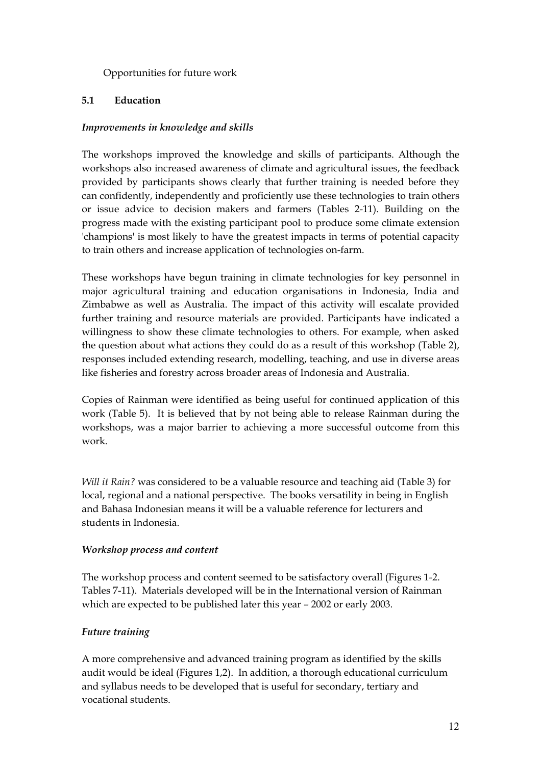Opportunities for future work

## 5.1 Education

### *Improvements in knowledge and skills*

The workshops improved the knowledge and skills of participants. Although the workshops also increased awareness of climate and agricultural issues, the feedback provided by participants shows clearly that further training is needed before they can confidently, independently and proficiently use these technologies to train others or issue advice to decision makers and farmers (Tables 2-11). Building on the progress made with the existing participant pool to produce some climate extension 'champions' is most likely to have the greatest impacts in terms of potential capacity to train others and increase application of technologies on-farm.

These workshops have begun training in climate technologies for key personnel in major agricultural training and education organisations in Indonesia, India and Zimbabwe as well as Australia. The impact of this activity will escalate provided further training and resource materials are provided. Participants have indicated a willingness to show these climate technologies to others. For example, when asked the question about what actions they could do as a result of this workshop (Table 2), responses included extending research, modelling, teaching, and use in diverse areas like fisheries and forestry across broader areas of Indonesia and Australia.

Copies of Rainman were identified as being useful for continued application of this work (Table 5). It is believed that by not being able to release Rainman during the workshops, was a major barrier to achieving a more successful outcome from this work.

*Will it Rain?* was considered to be a valuable resource and teaching aid (Table 3) for local, regional and a national perspective. The books versatility in being in English and Bahasa Indonesian means it will be a valuable reference for lecturers and students in Indonesia.

### *Workshop process and content*

The workshop process and content seemed to be satisfactory overall (Figures 1-2. Tables 7-11). Materials developed will be in the International version of Rainman which are expected to be published later this year – 2002 or early 2003.

### *Future training*

A more comprehensive and advanced training program as identified by the skills audit would be ideal (Figures 1,2). In addition, a thorough educational curriculum and syllabus needs to be developed that is useful for secondary, tertiary and vocational students.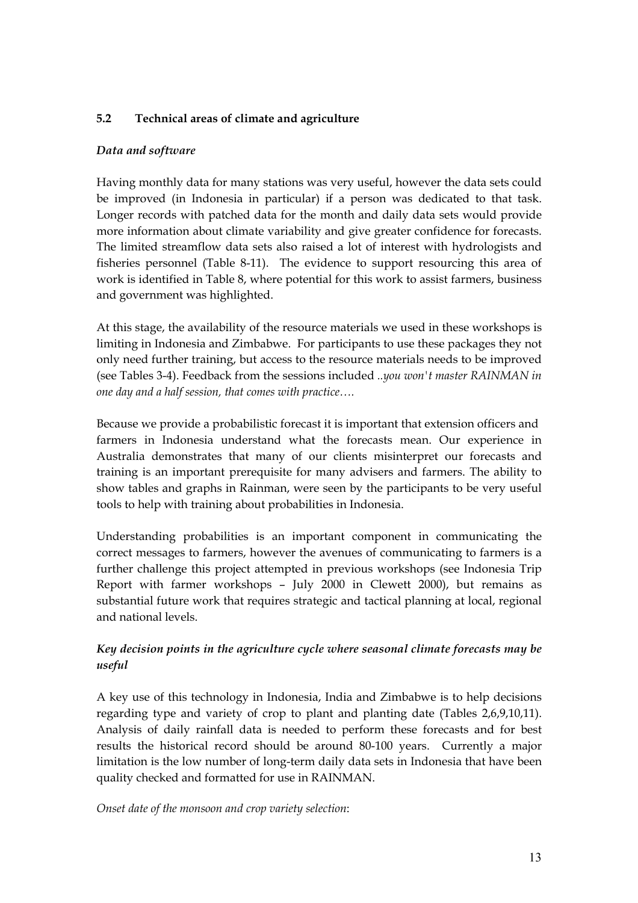### 5.2 Technical areas of climate and agriculture

***Data and software***

Having monthly data for many stations was very useful, however the data sets could be improved (in Indonesia in particular) if a person was dedicated to that task. Longer records with patched data for the month and daily data sets would provide more information about climate variability and give greater confidence for forecasts. The limited streamflow data sets also raised a lot of interest with hydrologists and fisheries personnel (Table 8-11). The evidence to support resourcing this area of work is identified in Table 8, where potential for this work to assist farmers, business and government was highlighted.

At this stage, the availability of the resource materials we used in these workshops is limiting in Indonesia and Zimbabwe. For participants to use these packages they not only need further training, but access to the resource materials needs to be improved (see Tables 3-4). Feedback from the sessions included *..you won't master RAINMAN in one day and a half session, that comes with practice….*

Because we provide a probabilistic forecast it is important that extension officers and farmers in Indonesia understand what the forecasts mean. Our experience in Australia demonstrates that many of our clients misinterpret our forecasts and training is an important prerequisite for many advisers and farmers. The ability to show tables and graphs in Rainman, were seen by the participants to be very useful tools to help with training about probabilities in Indonesia.

Understanding probabilities is an important component in communicating the correct messages to farmers, however the avenues of communicating to farmers is a further challenge this project attempted in previous workshops (see Indonesia Trip Report with farmer workshops – July 2000 in Clewett 2000), but remains as substantial future work that requires strategic and tactical planning at local, regional and national levels.

***Key decision points in the agriculture cycle where seasonal climate forecasts may be useful***

A key use of this technology in Indonesia, India and Zimbabwe is to help decisions regarding type and variety of crop to plant and planting date (Tables 2,6,9,10,11). Analysis of daily rainfall data is needed to perform these forecasts and for best results the historical record should be around 80-100 years. Currently a major limitation is the low number of long-term daily data sets in Indonesia that have been quality checked and formatted for use in RAINMAN.

*Onset date of the monsoon and crop variety selection*: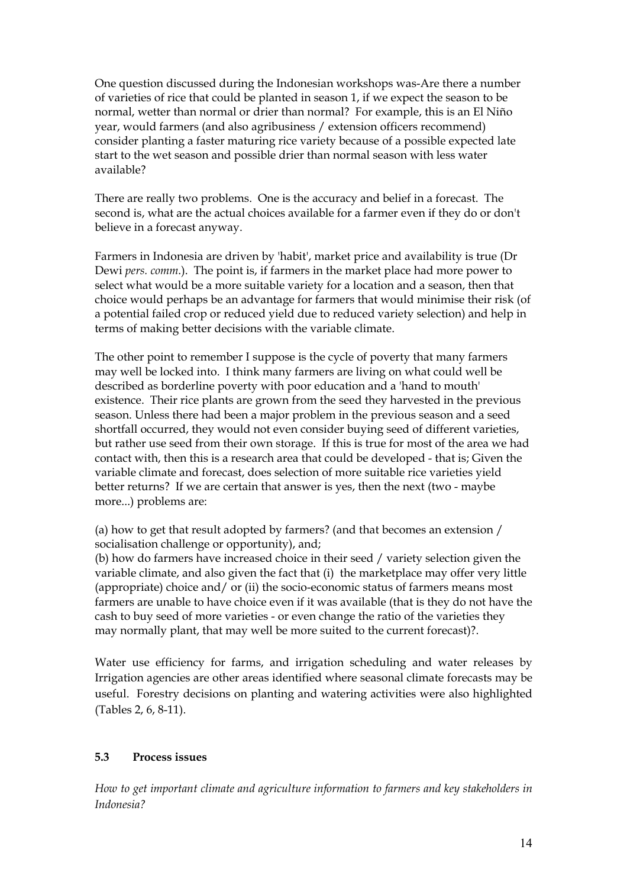One question discussed during the Indonesian workshops was-Are there a number of varieties of rice that could be planted in season 1, if we expect the season to be normal, wetter than normal or drier than normal? For example, this is an El Niño year, would farmers (and also agribusiness / extension officers recommend) consider planting a faster maturing rice variety because of a possible expected late start to the wet season and possible drier than normal season with less water available?

There are really two problems. One is the accuracy and belief in a forecast. The second is, what are the actual choices available for a farmer even if they do or don't believe in a forecast anyway.

Farmers in Indonesia are driven by 'habit', market price and availability is true (Dr Dewi *pers. comm.*). The point is, if farmers in the market place had more power to select what would be a more suitable variety for a location and a season, then that choice would perhaps be an advantage for farmers that would minimise their risk (of a potential failed crop or reduced yield due to reduced variety selection) and help in terms of making better decisions with the variable climate.

The other point to remember I suppose is the cycle of poverty that many farmers may well be locked into. I think many farmers are living on what could well be described as borderline poverty with poor education and a 'hand to mouth' existence. Their rice plants are grown from the seed they harvested in the previous season. Unless there had been a major problem in the previous season and a seed shortfall occurred, they would not even consider buying seed of different varieties, but rather use seed from their own storage. If this is true for most of the area we had contact with, then this is a research area that could be developed - that is; Given the variable climate and forecast, does selection of more suitable rice varieties yield better returns? If we are certain that answer is yes, then the next (two - maybe more...) problems are:

(a) how to get that result adopted by farmers? (and that becomes an extension / socialisation challenge or opportunity), and;
(b) how do farmers have increased choice in their seed / variety selection given the variable climate, and also given the fact that (i) the marketplace may offer very little (appropriate) choice and/ or (ii) the socio-economic status of farmers means most farmers are unable to have choice even if it was available (that is they do not have the cash to buy seed of more varieties - or even change the ratio of the varieties they may normally plant, that may well be more suited to the current forecast)?.

Water use efficiency for farms, and irrigation scheduling and water releases by Irrigation agencies are other areas identified where seasonal climate forecasts may be useful. Forestry decisions on planting and watering activities were also highlighted (Tables 2, 6, 8-11).

### 5.3 Process issues

*How to get important climate and agriculture information to farmers and key stakeholders in Indonesia?*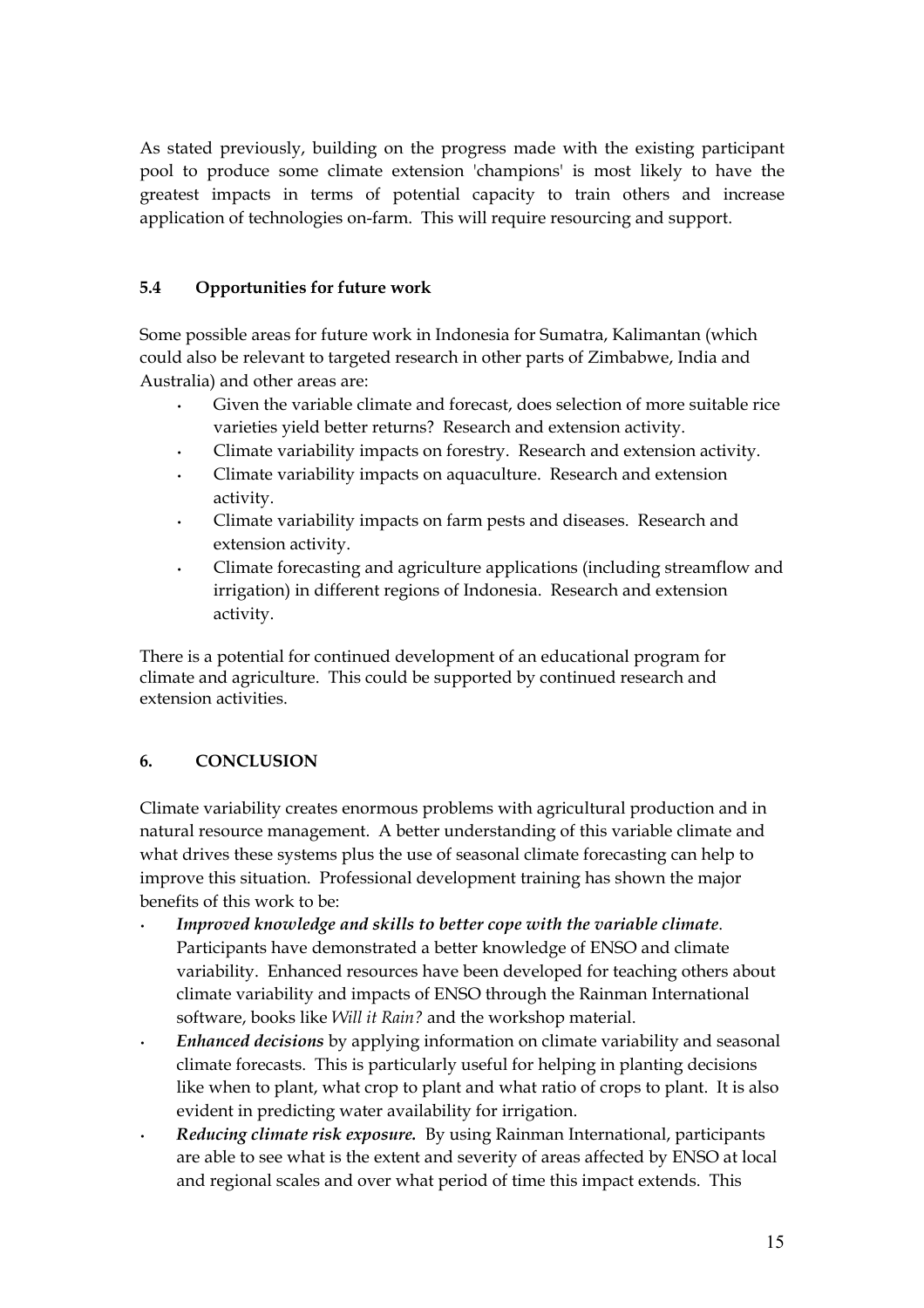As stated previously, building on the progress made with the existing participant pool to produce some climate extension 'champions' is most likely to have the greatest impacts in terms of potential capacity to train others and increase application of technologies on-farm. This will require resourcing and support.

### 5.4 Opportunities for future work

Some possible areas for future work in Indonesia for Sumatra, Kalimantan (which could also be relevant to targeted research in other parts of Zimbabwe, India and Australia) and other areas are:

- Given the variable climate and forecast, does selection of more suitable rice varieties yield better returns? Research and extension activity.
- Climate variability impacts on forestry. Research and extension activity.
- Climate variability impacts on aquaculture. Research and extension activity.
- Climate variability impacts on farm pests and diseases. Research and extension activity.
- Climate forecasting and agriculture applications (including streamflow and irrigation) in different regions of Indonesia. Research and extension activity.

There is a potential for continued development of an educational program for climate and agriculture. This could be supported by continued research and extension activities.

## 6. CONCLUSION

Climate variability creates enormous problems with agricultural production and in natural resource management. A better understanding of this variable climate and what drives these systems plus the use of seasonal climate forecasting can help to improve this situation. Professional development training has shown the major benefits of this work to be:

- ***Improved knowledge and skills to better cope with the variable climate***. Participants have demonstrated a better knowledge of ENSO and climate variability. Enhanced resources have been developed for teaching others about climate variability and impacts of ENSO through the Rainman International software, books like *Will it Rain?* and the workshop material.
- ***Enhanced decisions*** by applying information on climate variability and seasonal climate forecasts. This is particularly useful for helping in planting decisions like when to plant, what crop to plant and what ratio of crops to plant. It is also evident in predicting water availability for irrigation.
- ***Reducing climate risk exposure.*** By using Rainman International, participants are able to see what is the extent and severity of areas affected by ENSO at local and regional scales and over what period of time this impact extends. This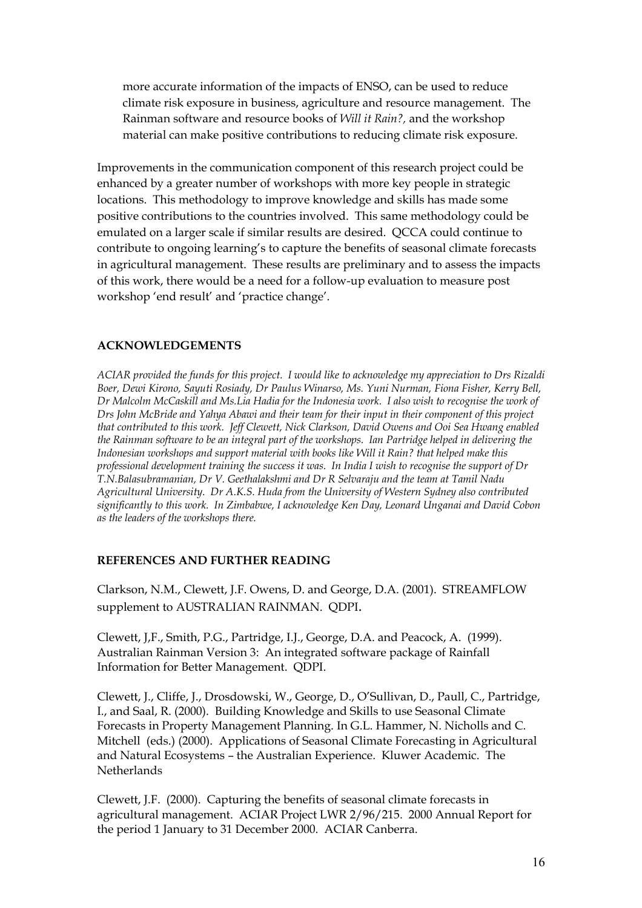more accurate information of the impacts of ENSO, can be used to reduce climate risk exposure in business, agriculture and resource management. The Rainman software and resource books of *Will it Rain?,* and the workshop material can make positive contributions to reducing climate risk exposure.

Improvements in the communication component of this research project could be enhanced by a greater number of workshops with more key people in strategic locations. This methodology to improve knowledge and skills has made some positive contributions to the countries involved. This same methodology could be emulated on a larger scale if similar results are desired. QCCA could continue to contribute to ongoing learning's to capture the benefits of seasonal climate forecasts in agricultural management. These results are preliminary and to assess the impacts of this work, there would be a need for a follow-up evaluation to measure post workshop 'end result' and 'practice change'.

## ACKNOWLEDGEMENTS

*ACIAR provided the funds for this project. I would like to acknowledge my appreciation to Drs Rizaldi Boer, Dewi Kirono, Sayuti Rosiady, Dr Paulus Winarso, Ms. Yuni Nurman, Fiona Fisher, Kerry Bell, Dr Malcolm McCaskill and Ms.Lia Hadia for the Indonesia work. I also wish to recognise the work of Drs John McBride and Yahya Abawi and their team for their input in their component of this project that contributed to this work. Jeff Clewett, Nick Clarkson, David Owens and Ooi Sea Hwang enabled the Rainman software to be an integral part of the workshops. Ian Partridge helped in delivering the Indonesian workshops and support material with books like Will it Rain? that helped make this professional development training the success it was. In India I wish to recognise the support of Dr T.N.Balasubramanian, Dr V. Geethalakshmi and Dr R Selvaraju and the team at Tamil Nadu Agricultural University. Dr A.K.S. Huda from the University of Western Sydney also contributed significantly to this work. In Zimbabwe, I acknowledge Ken Day, Leonard Unganai and David Cobon as the leaders of the workshops there.*

## REFERENCES AND FURTHER READING

Clarkson, N.M., Clewett, J.F. Owens, D. and George, D.A. (2001). STREAMFLOW supplement to AUSTRALIAN RAINMAN. QDPI.

Clewett, J,F., Smith, P.G., Partridge, I.J., George, D.A. and Peacock, A. (1999). Australian Rainman Version 3: An integrated software package of Rainfall Information for Better Management. QDPI.

Clewett, J., Cliffe, J., Drosdowski, W., George, D., O'Sullivan, D., Paull, C., Partridge, I., and Saal, R. (2000). Building Knowledge and Skills to use Seasonal Climate Forecasts in Property Management Planning. In G.L. Hammer, N. Nicholls and C. Mitchell (eds.) (2000). Applications of Seasonal Climate Forecasting in Agricultural and Natural Ecosystems – the Australian Experience. Kluwer Academic. The Netherlands

Clewett, J.F. (2000). Capturing the benefits of seasonal climate forecasts in agricultural management. ACIAR Project LWR 2/96/215. 2000 Annual Report for the period 1 January to 31 December 2000. ACIAR Canberra.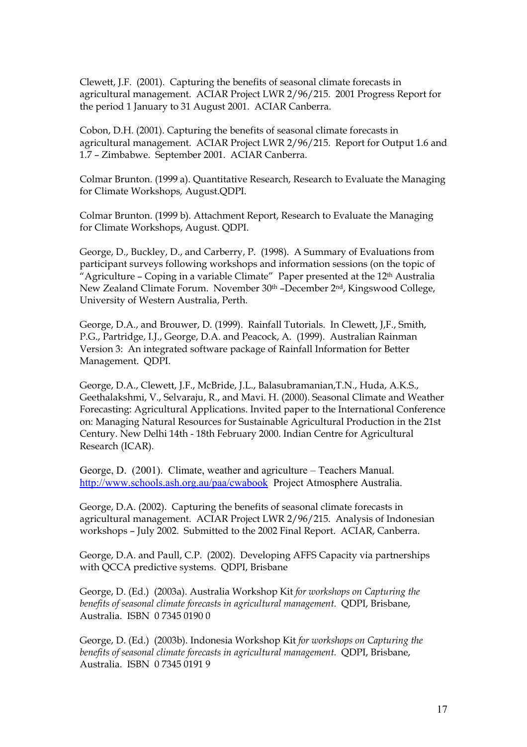Clewett, J.F. (2001). Capturing the benefits of seasonal climate forecasts in agricultural management. ACIAR Project LWR 2/96/215. 2001 Progress Report for the period 1 January to 31 August 2001. ACIAR Canberra.

Cobon, D.H. (2001). Capturing the benefits of seasonal climate forecasts in agricultural management. ACIAR Project LWR 2/96/215. Report for Output 1.6 and 1.7 – Zimbabwe. September 2001. ACIAR Canberra.

Colmar Brunton. (1999 a). Quantitative Research, Research to Evaluate the Managing for Climate Workshops*,* August.QDPI.

Colmar Brunton. (1999 b). Attachment Report, Research to Evaluate the Managing for Climate Workshops, August. QDPI.

George, D., Buckley, D., and Carberry, P. (1998). A Summary of Evaluations from participant surveys following workshops and information sessions (on the topic of "Agriculture – Coping in a variable Climate" Paper presented at the 12th Australia New Zealand Climate Forum. November 30th –December 2nd, Kingswood College, University of Western Australia, Perth.

George, D.A., and Brouwer, D. (1999). Rainfall Tutorials. In Clewett, J,F., Smith, P.G., Partridge, I.J., George, D.A. and Peacock, A. (1999). Australian Rainman Version 3: An integrated software package of Rainfall Information for Better Management. QDPI.

George, D.A., Clewett, J.F., McBride, J.L., Balasubramanian,T.N., Huda, A.K.S., Geethalakshmi, V., Selvaraju, R., and Mavi. H. (2000). Seasonal Climate and Weather Forecasting: Agricultural Applications. Invited paper to the International Conference on: Managing Natural Resources for Sustainable Agricultural Production in the 21st Century. New Delhi 14th - 18th February 2000. Indian Centre for Agricultural Research (ICAR).

George, D. (2001). Climate, weather and agriculture – Teachers Manual. http://www.schools.ash.org.au/paa/cwabook Project Atmosphere Australia.

George, D.A. (2002). Capturing the benefits of seasonal climate forecasts in agricultural management. ACIAR Project LWR 2/96/215. Analysis of Indonesian workshops – July 2002. Submitted to the 2002 Final Report. ACIAR, Canberra.

George, D.A. and Paull, C.P. (2002). Developing AFFS Capacity via partnerships with QCCA predictive systems. QDPI, Brisbane

George, D. (Ed.) (2003a). Australia Workshop Kit *for workshops on Capturing the benefits of seasonal climate forecasts in agricultural management.* QDPI, Brisbane, Australia. ISBN 0 7345 0190 0

George, D. (Ed.) (2003b). Indonesia Workshop Kit *for workshops on Capturing the benefits of seasonal climate forecasts in agricultural management.* QDPI, Brisbane, Australia. ISBN 0 7345 0191 9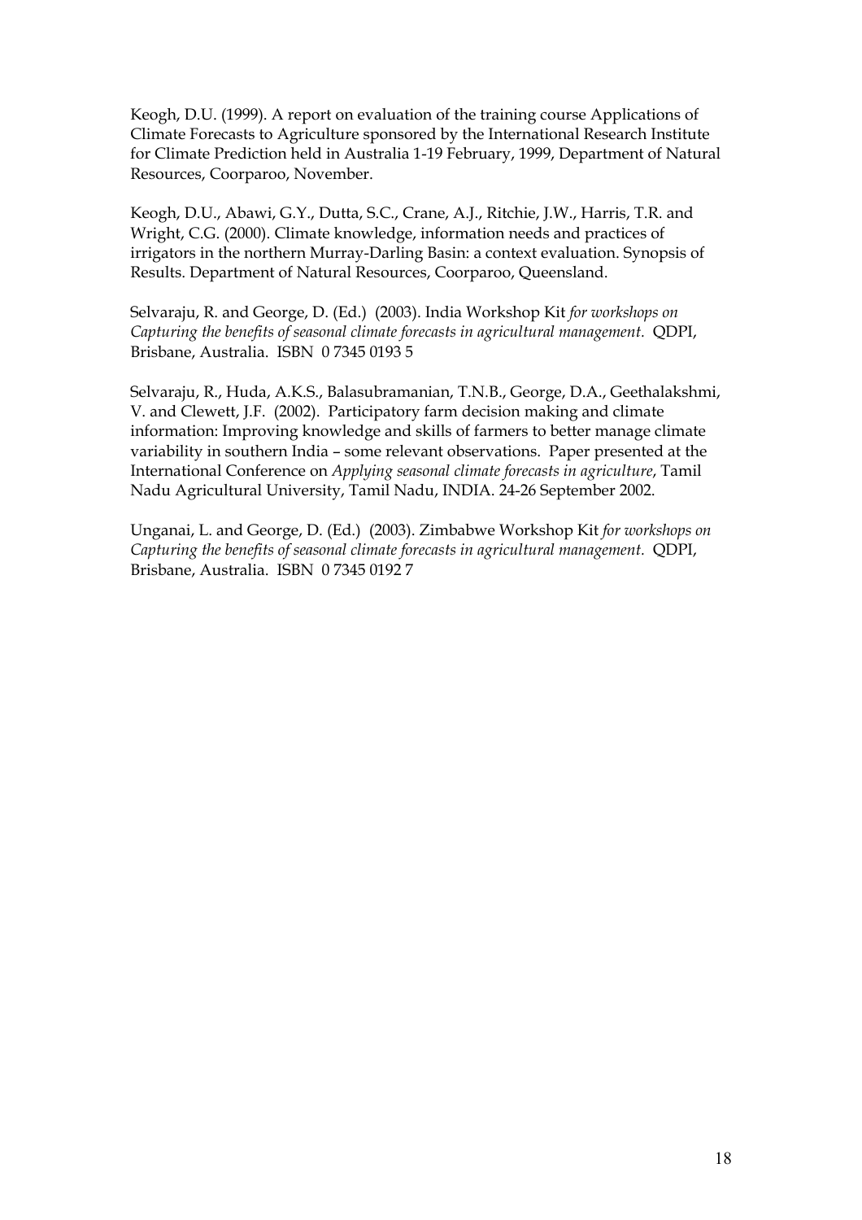Keogh, D.U. (1999). A report on evaluation of the training course Applications of Climate Forecasts to Agriculture sponsored by the International Research Institute for Climate Prediction held in Australia 1-19 February, 1999, Department of Natural Resources, Coorparoo, November.

Keogh, D.U., Abawi, G.Y., Dutta, S.C., Crane, A.J., Ritchie, J.W., Harris, T.R. and Wright, C.G. (2000). Climate knowledge, information needs and practices of irrigators in the northern Murray-Darling Basin: a context evaluation. Synopsis of Results. Department of Natural Resources, Coorparoo, Queensland.

Selvaraju, R. and George, D. (Ed.) (2003). India Workshop Kit *for workshops on Capturing the benefits of seasonal climate forecasts in agricultural management.* QDPI, Brisbane, Australia. ISBN 0 7345 0193 5

Selvaraju, R., Huda, A.K.S., Balasubramanian, T.N.B., George, D.A., Geethalakshmi, V. and Clewett, J.F. (2002). Participatory farm decision making and climate information: Improving knowledge and skills of farmers to better manage climate variability in southern India – some relevant observations. Paper presented at the International Conference on *Applying seasonal climate forecasts in agriculture*, Tamil Nadu Agricultural University, Tamil Nadu, INDIA. 24-26 September 2002.

Unganai, L. and George, D. (Ed.) (2003). Zimbabwe Workshop Kit *for workshops on Capturing the benefits of seasonal climate forecasts in agricultural management.* QDPI, Brisbane, Australia. ISBN 0 7345 0192 7